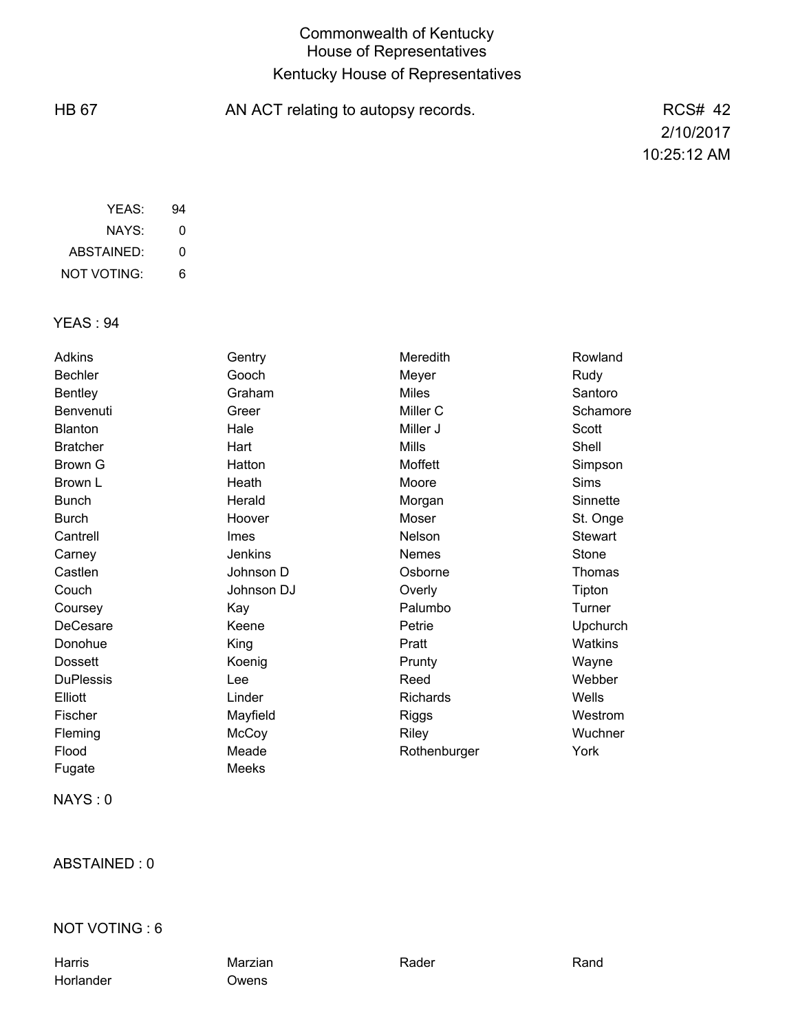# Commonwealth of Kentucky
## House of Representatives
## Kentucky House of Representatives

HB 67 — AN ACT relating to autopsy records. — RCS# 42

2/10/2017

10:25:12 AM

| | |
|---|---|
| YEAS: | 94 |
| NAYS: | 0 |
| ABSTAINED: | 0 |
| NOT VOTING: | 6 |

### YEAS : 94

| | | | |
|---|---|---|---|
| Adkins | Gentry | Meredith | Rowland |
| Bechler | Gooch | Meyer | Rudy |
| Bentley | Graham | Miles | Santoro |
| Benvenuti | Greer | Miller C | Schamore |
| Blanton | Hale | Miller J | Scott |
| Bratcher | Hart | Mills | Shell |
| Brown G | Hatton | Moffett | Simpson |
| Brown L | Heath | Moore | Sims |
| Bunch | Herald | Morgan | Sinnette |
| Burch | Hoover | Moser | St. Onge |
| Cantrell | Imes | Nelson | Stewart |
| Carney | Jenkins | Nemes | Stone |
| Castlen | Johnson D | Osborne | Thomas |
| Couch | Johnson DJ | Overly | Tipton |
| Coursey | Kay | Palumbo | Turner |
| DeCesare | Keene | Petrie | Upchurch |
| Donohue | King | Pratt | Watkins |
| Dossett | Koenig | Prunty | Wayne |
| DuPlessis | Lee | Reed | Webber |
| Elliott | Linder | Richards | Wells |
| Fischer | Mayfield | Riggs | Westrom |
| Fleming | McCoy | Riley | Wuchner |
| Flood | Meade | Rothenburger | York |
| Fugate | Meeks | | |

### NAYS : 0

### ABSTAINED : 0

### NOT VOTING : 6

| | | | |
|---|---|---|---|
| Harris | Marzian | Rader | Rand |
| Horlander | Owens | | |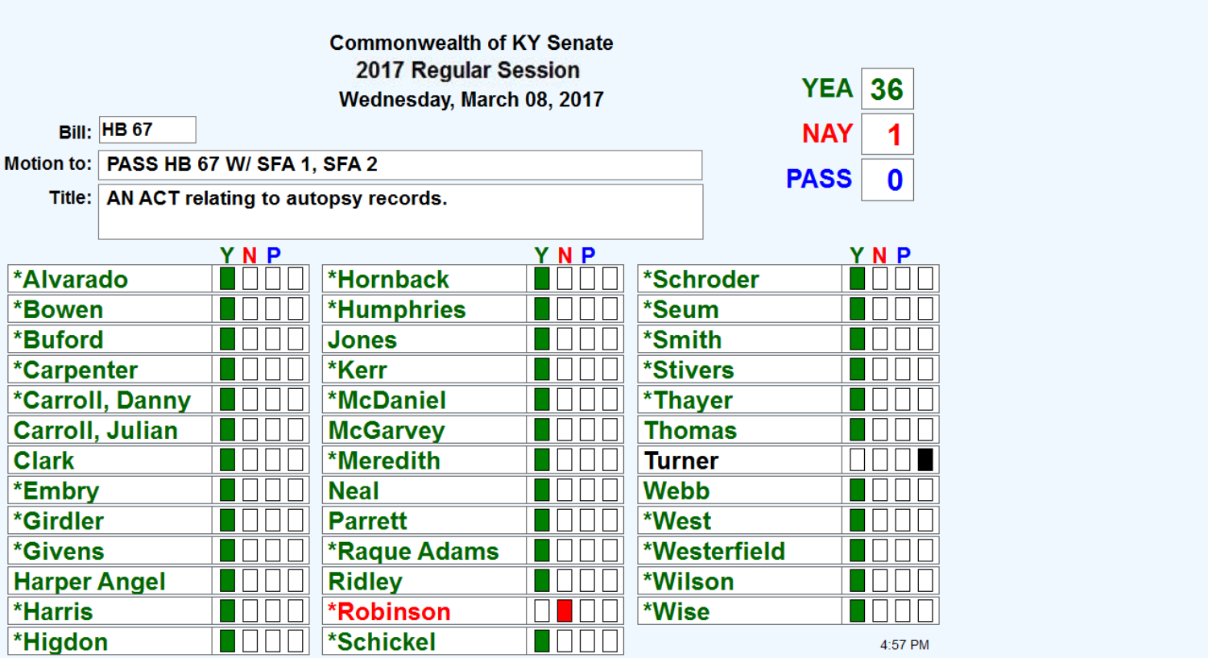**Commonwealth of KY Senate**
**2017 Regular Session**
**Wednesday, March 08, 2017**

| | |
|---|---|
| **YEA** | 36 |
| **NAY** | 1 |
| **PASS** | 0 |

**Bill:** HB 67

**Motion to:** PASS HB 67 W/ SFA 1, SFA 2

**Title:** AN ACT relating to autopsy records.

| Senator | Y | N | P | | Senator | Y | N | P | | Senator | Y | N | P | |
|---|---|---|---|---|---|---|---|---|---|---|---|---|---|---|
| *Alvarado | ■ | | | | *Hornback | ■ | | | | *Schroder | ■ | | | |
| *Bowen | ■ | | | | *Humphries | ■ | | | | *Seum | ■ | | | |
| *Buford | ■ | | | | Jones | ■ | | | | *Smith | ■ | | | |
| *Carpenter | ■ | | | | *Kerr | ■ | | | | *Stivers | ■ | | | |
| *Carroll, Danny | ■ | | | | *McDaniel | ■ | | | | *Thayer | ■ | | | |
| Carroll, Julian | ■ | | | | McGarvey | ■ | | | | Thomas | ■ | | | |
| Clark | ■ | | | | *Meredith | ■ | | | | Turner | | | | ■ |
| *Embry | ■ | | | | Neal | ■ | | | | Webb | ■ | | | |
| *Girdler | ■ | | | | Parrett | ■ | | | | *West | ■ | | | |
| *Givens | ■ | | | | *Raque Adams | ■ | | | | *Westerfield | ■ | | | |
| Harper Angel | ■ | | | | Ridley | ■ | | | | *Wilson | ■ | | | |
| *Harris | ■ | | | | *Robinson | | ■ | | | *Wise | ■ | | | |
| *Higdon | ■ | | | | *Schickel | ■ | | | | | | | | |

4:57 PM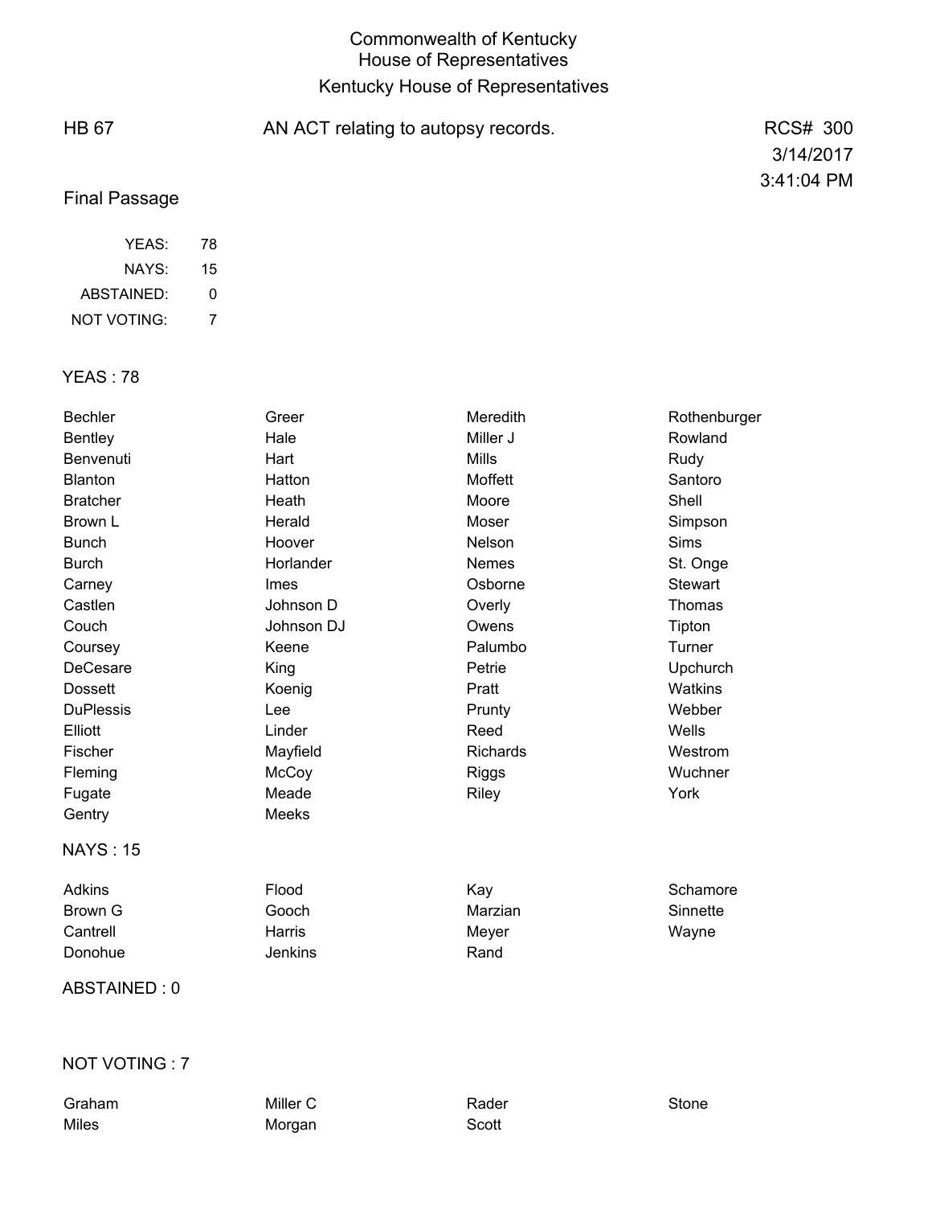# Commonwealth of Kentucky
## House of Representatives
## Kentucky House of Representatives

HB 67 — AN ACT relating to autopsy records. — RCS# 300

3/14/2017

3:41:04 PM

### Final Passage

| | |
|---|---|
| YEAS: | 78 |
| NAYS: | 15 |
| ABSTAINED: | 0 |
| NOT VOTING: | 7 |

### YEAS : 78

| | | | |
|---|---|---|---|
| Bechler | Greer | Meredith | Rothenburger |
| Bentley | Hale | Miller J | Rowland |
| Benvenuti | Hart | Mills | Rudy |
| Blanton | Hatton | Moffett | Santoro |
| Bratcher | Heath | Moore | Shell |
| Brown L | Herald | Moser | Simpson |
| Bunch | Hoover | Nelson | Sims |
| Burch | Horlander | Nemes | St. Onge |
| Carney | Imes | Osborne | Stewart |
| Castlen | Johnson D | Overly | Thomas |
| Couch | Johnson DJ | Owens | Tipton |
| Coursey | Keene | Palumbo | Turner |
| DeCesare | King | Petrie | Upchurch |
| Dossett | Koenig | Pratt | Watkins |
| DuPlessis | Lee | Prunty | Webber |
| Elliott | Linder | Reed | Wells |
| Fischer | Mayfield | Richards | Westrom |
| Fleming | McCoy | Riggs | Wuchner |
| Fugate | Meade | Riley | York |
| Gentry | Meeks | | |

### NAYS : 15

| | | | |
|---|---|---|---|
| Adkins | Flood | Kay | Schamore |
| Brown G | Gooch | Marzian | Sinnette |
| Cantrell | Harris | Meyer | Wayne |
| Donohue | Jenkins | Rand | |

### ABSTAINED : 0

### NOT VOTING : 7

| | | | |
|---|---|---|---|
| Graham | Miller C | Rader | Stone |
| Miles | Morgan | Scott | |